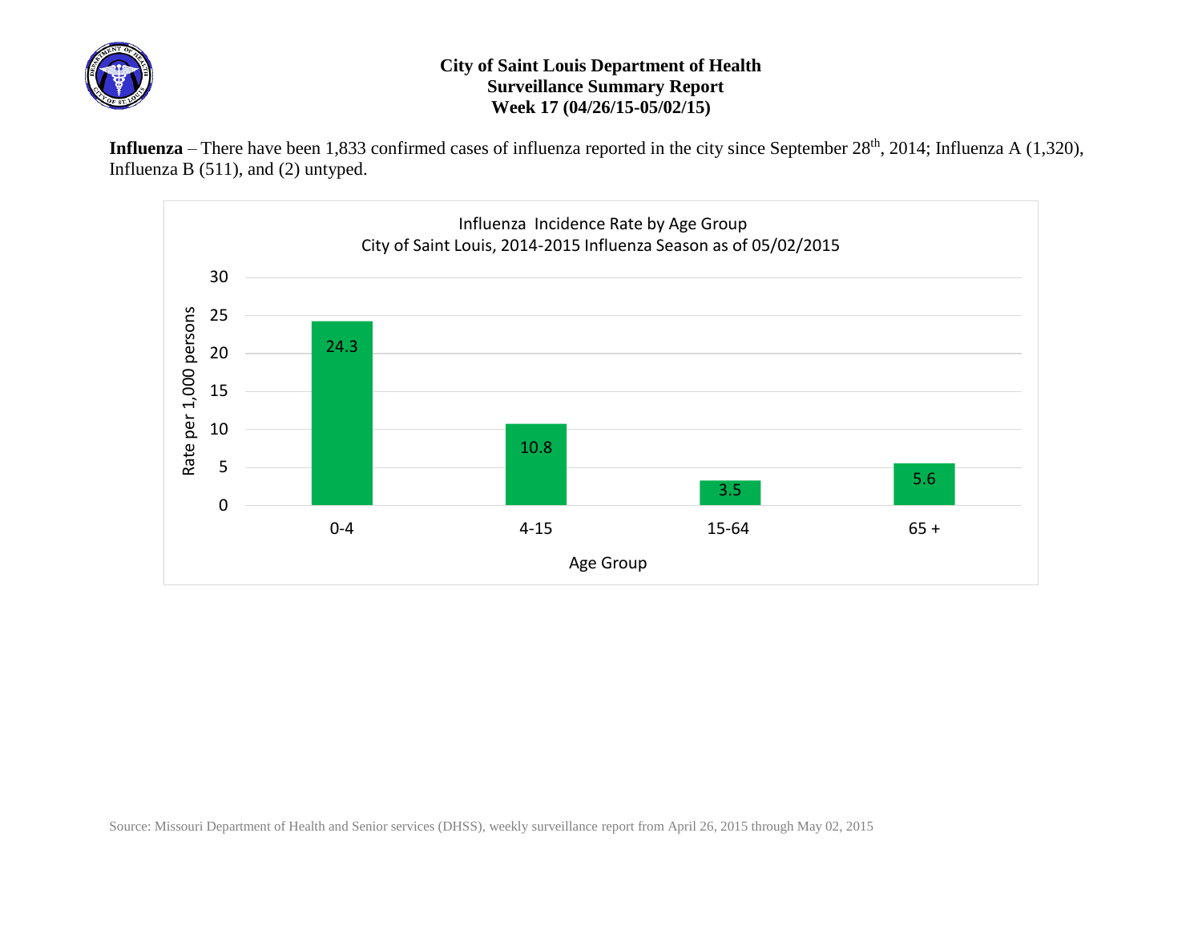# City of Saint Louis Department of Health
## Surveillance Summary Report
### Week 17 (04/26/15-05/02/15)

**Influenza** – There have been 1,833 confirmed cases of influenza reported in the city since September 28th, 2014; Influenza A (1,320), Influenza B (511), and (2) untyped.

**Influenza Incidence Rate by Age Group**
**City of Saint Louis, 2014-2015 Influenza Season as of 05/02/2015**

| Age Group | Rate per 1,000 persons |
|---|---|
| 0-4 | 24.3 |
| 4-15 | 10.8 |
| 15-64 | 3.5 |
| 65 + | 5.6 |

Source: Missouri Department of Health and Senior services (DHSS), weekly surveillance report from April 26, 2015 through May 02, 2015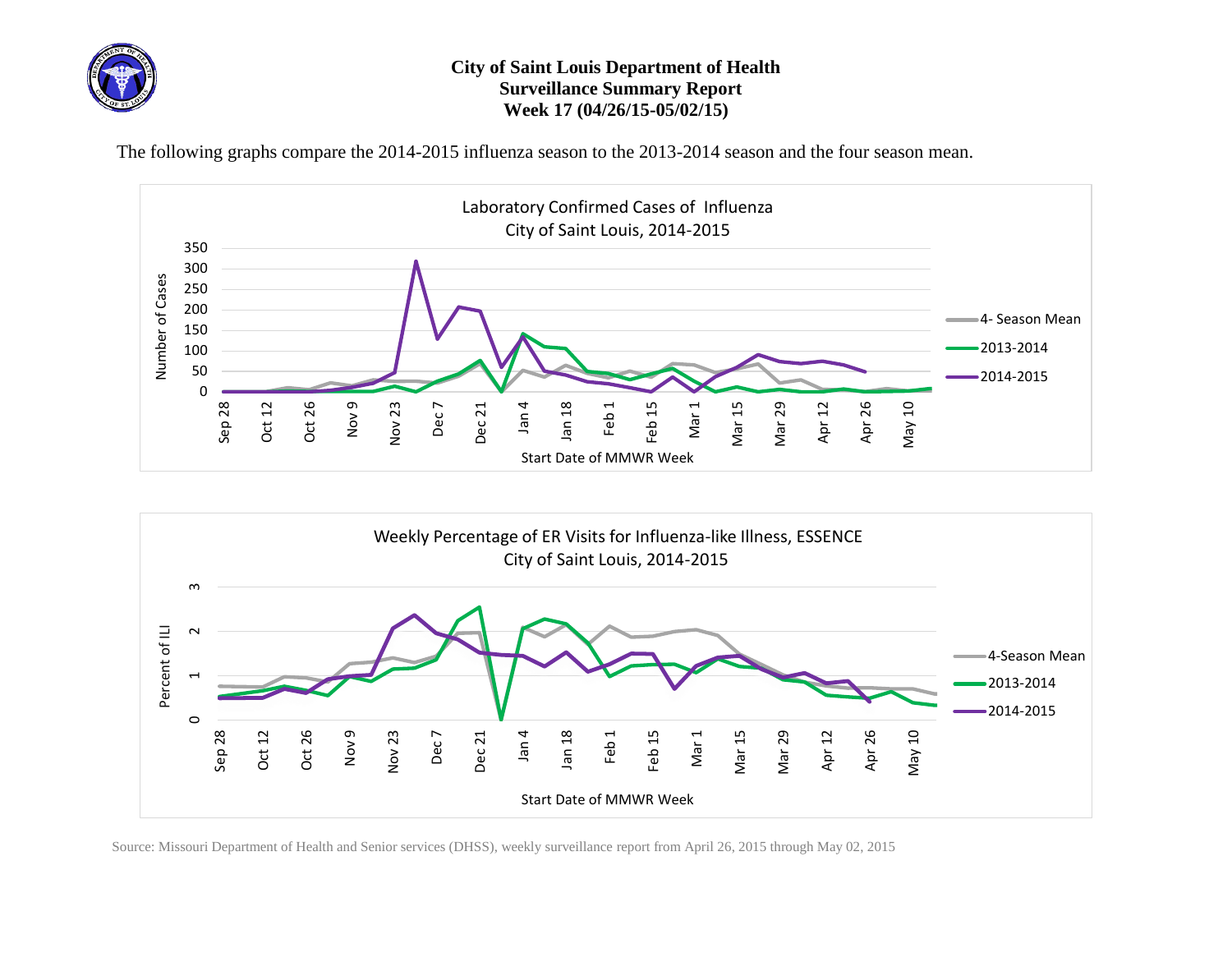**City of Saint Louis Department of Health**
**Surveillance Summary Report**
**Week 17 (04/26/15-05/02/15)**

The following graphs compare the 2014-2015 influenza season to the 2013-2014 season and the four season mean.

Laboratory Confirmed Cases of Influenza
City of Saint Louis, 2014-2015

Number of Cases

350
300
250
200
150
100
50
0

Sep 28
Oct 12
Oct 26
Nov 9
Nov 23
Dec 7
Dec 21
Jan 4
Jan 18
Feb 1
Feb 15
Mar 1
Mar 15
Mar 29
Apr 12
Apr 26
May 10

Start Date of MMWR Week

4- Season Mean
2013-2014
2014-2015

Weekly Percentage of ER Visits for Influenza-like Illness, ESSENCE
City of Saint Louis, 2014-2015

Percent of ILI

3
2
1
0

Sep 28
Oct 12
Oct 26
Nov 9
Nov 23
Dec 7
Dec 21
Jan 4
Jan 18
Feb 1
Feb 15
Mar 1
Mar 15
Mar 29
Apr 12
Apr 26
May 10

Start Date of MMWR Week

4-Season Mean
2013-2014
2014-2015

Source: Missouri Department of Health and Senior services (DHSS), weekly surveillance report from April 26, 2015 through May 02, 2015